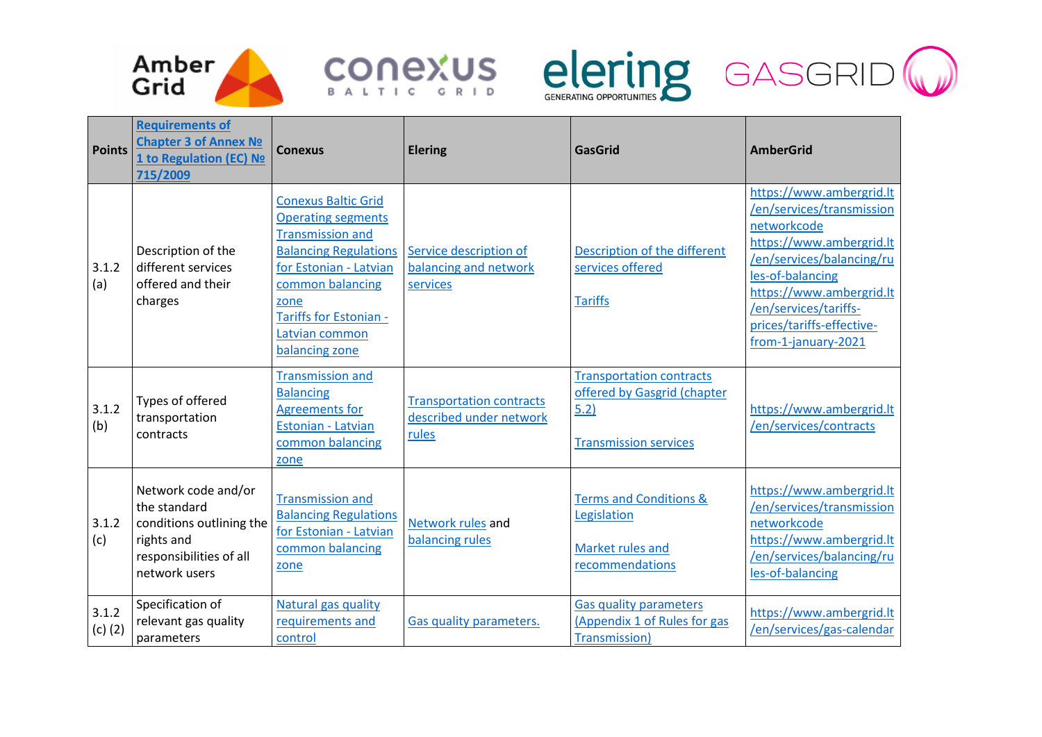| Points | Requirements of Chapter 3 of Annex № 1 to Regulation (EC) № 715/2009 | Conexus | Elering | GasGrid | AmberGrid |
|---|---|---|---|---|---|
| 3.1.2 (a) | Description of the different services offered and their charges | Conexus Baltic Grid Operating segments Transmission and Balancing Regulations for Estonian - Latvian common balancing zone Tariffs for Estonian - Latvian common balancing zone | Service description of balancing and network services | Description of the different services offered Tariffs | https://www.ambergrid.lt/en/services/transmission networkcode https://www.ambergrid.lt/en/services/balancing/rules-of-balancing https://www.ambergrid.lt/en/services/tariffs-prices/tariffs-effective-from-1-january-2021 |
| 3.1.2 (b) | Types of offered transportation contracts | Transmission and Balancing Agreements for Estonian - Latvian common balancing zone | Transportation contracts described under network rules | Transportation contracts offered by Gasgrid (chapter 5.2) Transmission services | https://www.ambergrid.lt/en/services/contracts |
| 3.1.2 (c) | Network code and/or the standard conditions outlining the rights and responsibilities of all network users | Transmission and Balancing Regulations for Estonian - Latvian common balancing zone | Network rules and balancing rules | Terms and Conditions & Legislation Market rules and recommendations | https://www.ambergrid.lt/en/services/transmission networkcode https://www.ambergrid.lt/en/services/balancing/rules-of-balancing |
| 3.1.2 (c) (2) | Specification of relevant gas quality parameters | Natural gas quality requirements and control | Gas quality parameters. | Gas quality parameters (Appendix 1 of Rules for gas Transmission) | https://www.ambergrid.lt/en/services/gas-calendar |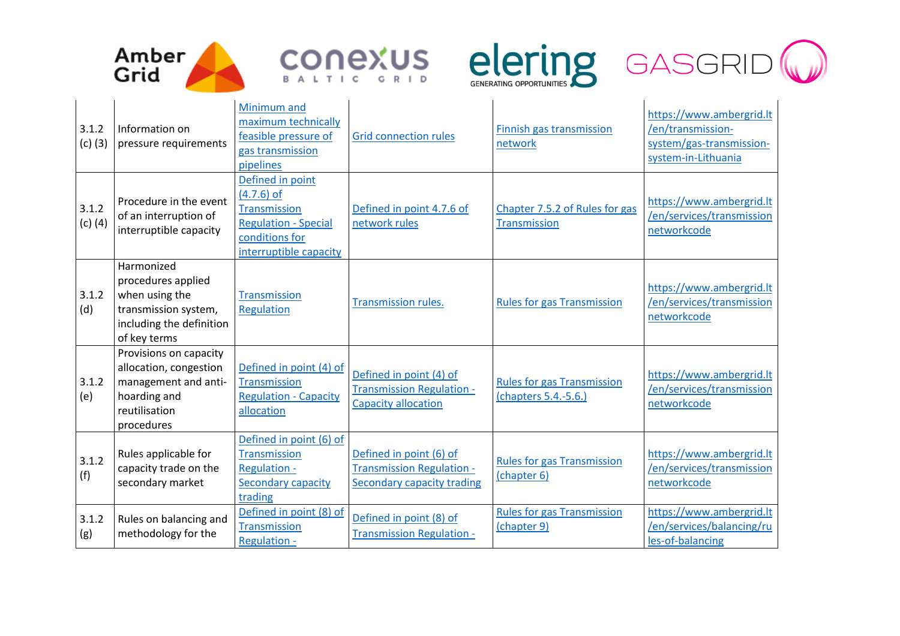| 3.1.2 (c) (3) | Information on pressure requirements | Minimum and maximum technically feasible pressure of gas transmission pipelines | Grid connection rules | Finnish gas transmission network | https://www.ambergrid.lt/en/transmission-system/gas-transmission-system-in-Lithuania |
|---|---|---|---|---|---|
| 3.1.2 (c) (4) | Procedure in the event of an interruption of interruptible capacity | Defined in point (4.7.6) of Transmission Regulation - Special conditions for interruptible capacity | Defined in point 4.7.6 of network rules | Chapter 7.5.2 of Rules for gas Transmission | https://www.ambergrid.lt/en/services/transmission networkcode |
| 3.1.2 (d) | Harmonized procedures applied when using the transmission system, including the definition of key terms | Transmission Regulation | Transmission rules. | Rules for gas Transmission | https://www.ambergrid.lt/en/services/transmission networkcode |
| 3.1.2 (e) | Provisions on capacity allocation, congestion management and anti-hoarding and reutilisation procedures | Defined in point (4) of Transmission Regulation - Capacity allocation | Defined in point (4) of Transmission Regulation - Capacity allocation | Rules for gas Transmission (chapters 5.4.-5.6.) | https://www.ambergrid.lt/en/services/transmission networkcode |
| 3.1.2 (f) | Rules applicable for capacity trade on the secondary market | Defined in point (6) of Transmission Regulation - Secondary capacity trading | Defined in point (6) of Transmission Regulation - Secondary capacity trading | Rules for gas Transmission (chapter 6) | https://www.ambergrid.lt/en/services/transmission networkcode |
| 3.1.2 (g) | Rules on balancing and methodology for the | Defined in point (8) of Transmission Regulation - | Defined in point (8) of Transmission Regulation - | Rules for gas Transmission (chapter 9) | https://www.ambergrid.lt/en/services/balancing/rules-of-balancing |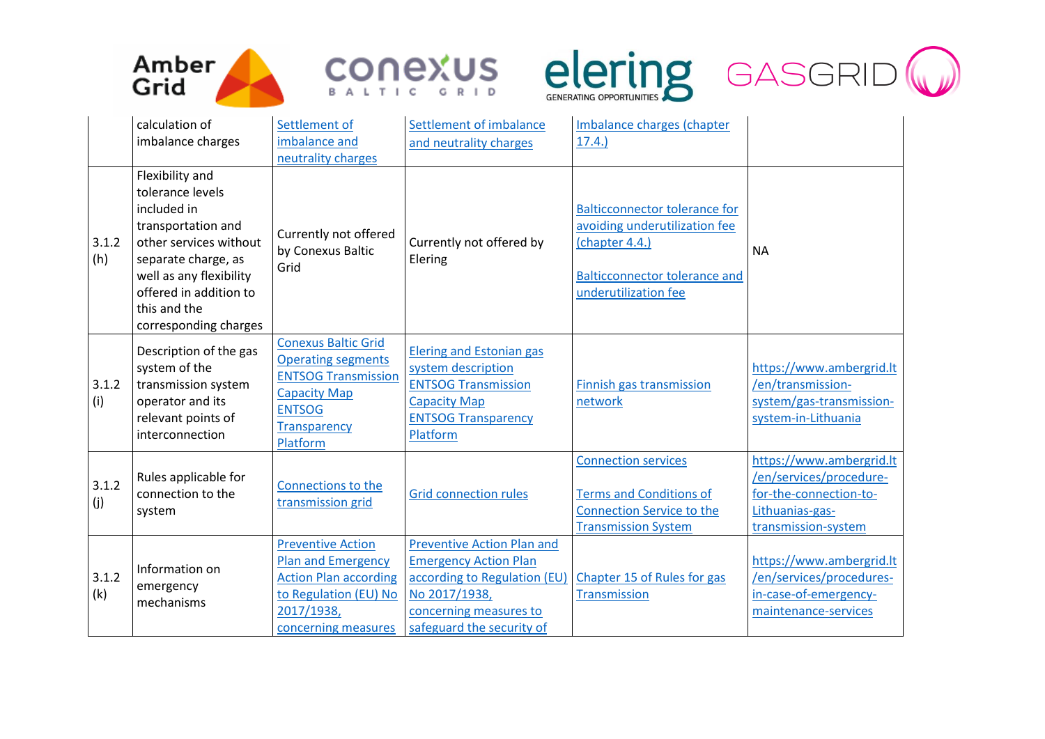| | calculation of imbalance charges | Settlement of imbalance and neutrality charges | Settlement of imbalance and neutrality charges | Imbalance charges (chapter 17.4.) | |
|---|---|---|---|---|---|
| 3.1.2 (h) | Flexibility and tolerance levels included in transportation and other services without separate charge, as well as any flexibility offered in addition to this and the corresponding charges | Currently not offered by Conexus Baltic Grid | Currently not offered by Elering | Balticconnector tolerance for avoiding underutilization fee (chapter 4.4.)<br><br>Balticconnector tolerance and underutilization fee | NA |
| 3.1.2 (i) | Description of the gas system of the transmission system operator and its relevant points of interconnection | Conexus Baltic Grid Operating segments<br>ENTSOG Transmission Capacity Map<br>ENTSOG Transparency Platform | Elering and Estonian gas system description<br>ENTSOG Transmission Capacity Map<br>ENTSOG Transparency Platform | Finnish gas transmission network | https://www.ambergrid.lt/en/transmission-system/gas-transmission-system-in-Lithuania |
| 3.1.2 (j) | Rules applicable for connection to the system | Connections to the transmission grid | Grid connection rules | Connection services<br><br>Terms and Conditions of Connection Service to the Transmission System | https://www.ambergrid.lt/en/services/procedure-for-the-connection-to-Lithuanias-gas-transmission-system |
| 3.1.2 (k) | Information on emergency mechanisms | Preventive Action Plan and Emergency Action Plan according to Regulation (EU) No 2017/1938, concerning measures | Preventive Action Plan and Emergency Action Plan according to Regulation (EU) No 2017/1938, concerning measures to safeguard the security of | Chapter 15 of Rules for gas Transmission | https://www.ambergrid.lt/en/services/procedures-in-case-of-emergency-maintenance-services |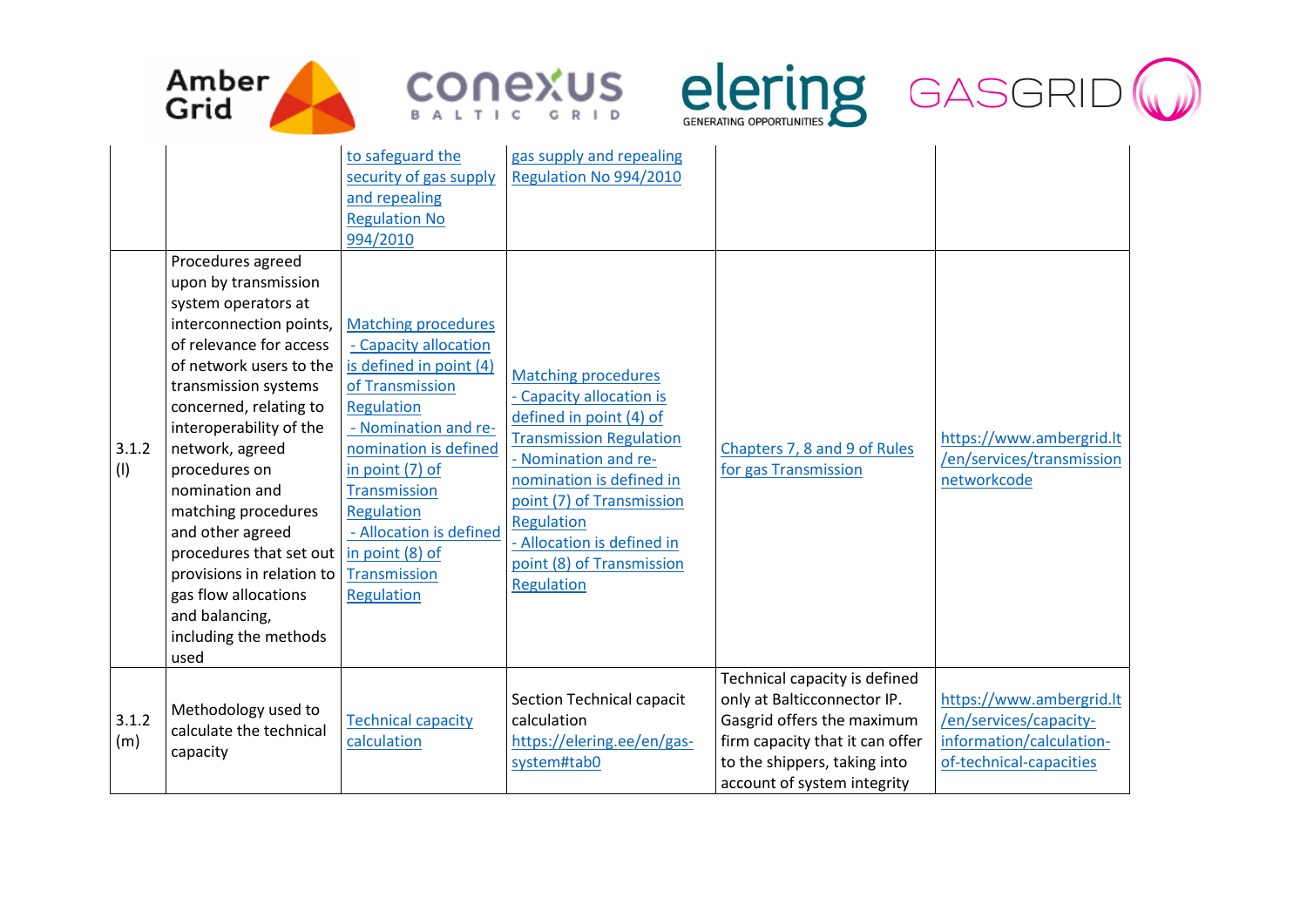| | | | | | |
|---|---|---|---|---|---|
| | | to safeguard the security of gas supply and repealing Regulation No 994/2010 | gas supply and repealing Regulation No 994/2010 | | |
| 3.1.2 (l) | Procedures agreed upon by transmission system operators at interconnection points, of relevance for access of network users to the transmission systems concerned, relating to interoperability of the network, agreed procedures on nomination and matching procedures and other agreed procedures that set out provisions in relation to gas flow allocations and balancing, including the methods used | Matching procedures - Capacity allocation is defined in point (4) of Transmission Regulation - Nomination and re-nomination is defined in point (7) of Transmission Regulation - Allocation is defined in point (8) of Transmission Regulation | Matching procedures - Capacity allocation is defined in point (4) of Transmission Regulation - Nomination and re-nomination is defined in point (7) of Transmission Regulation - Allocation is defined in point (8) of Transmission Regulation | Chapters 7, 8 and 9 of Rules for gas Transmission | https://www.ambergrid.lt/en/services/transmission networkcode |
| 3.1.2 (m) | Methodology used to calculate the technical capacity | Technical capacity calculation | Section Technical capacit calculation https://elering.ee/en/gas-system#tab0 | Technical capacity is defined only at Balticconnector IP. Gasgrid offers the maximum firm capacity that it can offer to the shippers, taking into account of system integrity | https://www.ambergrid.lt/en/services/capacity-information/calculation-of-technical-capacities |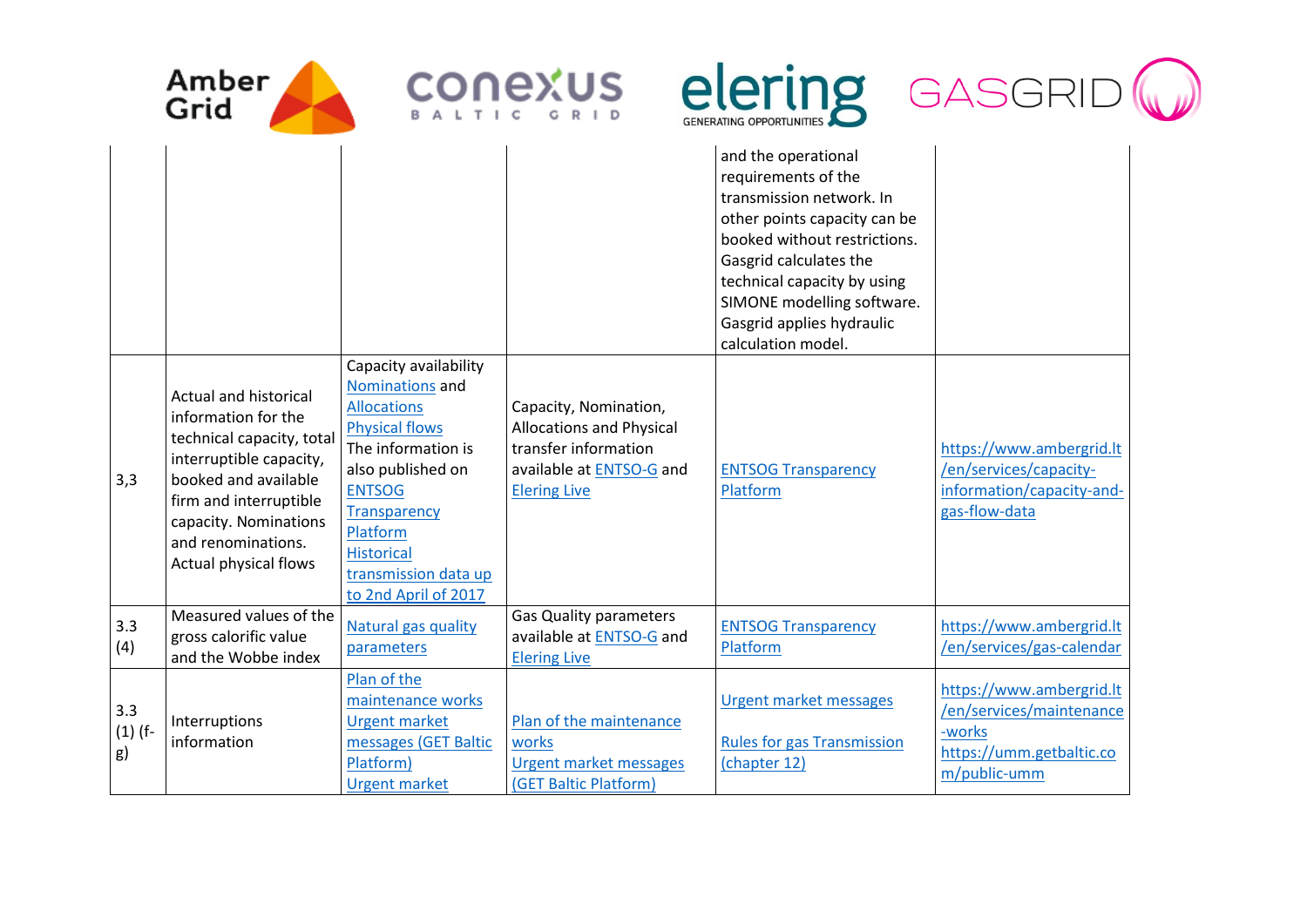|  |  |  |  | and the operational requirements of the transmission network. In other points capacity can be booked without restrictions. Gasgrid calculates the technical capacity by using SIMONE modelling software. Gasgrid applies hydraulic calculation model. |  |
|---|---|---|---|---|---|
| 3,3 | Actual and historical information for the technical capacity, total interruptible capacity, booked and available firm and interruptible capacity. Nominations and renominations. Actual physical flows | Capacity availability Nominations and Allocations Physical flows The information is also published on ENTSOG Transparency Platform Historical transmission data up to 2nd April of 2017 | Capacity, Nomination, Allocations and Physical transfer information available at ENTSO-G and Elering Live | ENTSOG Transparency Platform | https://www.ambergrid.lt/en/services/capacity-information/capacity-and-gas-flow-data |
| 3.3 (4) | Measured values of the gross calorific value and the Wobbe index | Natural gas quality parameters | Gas Quality parameters available at ENTSO-G and Elering Live | ENTSOG Transparency Platform | https://www.ambergrid.lt/en/services/gas-calendar |
| 3.3 (1) (f-g) | Interruptions information | Plan of the maintenance works Urgent market messages (GET Baltic Platform) Urgent market | Plan of the maintenance works Urgent market messages (GET Baltic Platform) | Urgent market messages Rules for gas Transmission (chapter 12) | https://www.ambergrid.lt/en/services/maintenance-works https://umm.getbaltic.com/public-umm |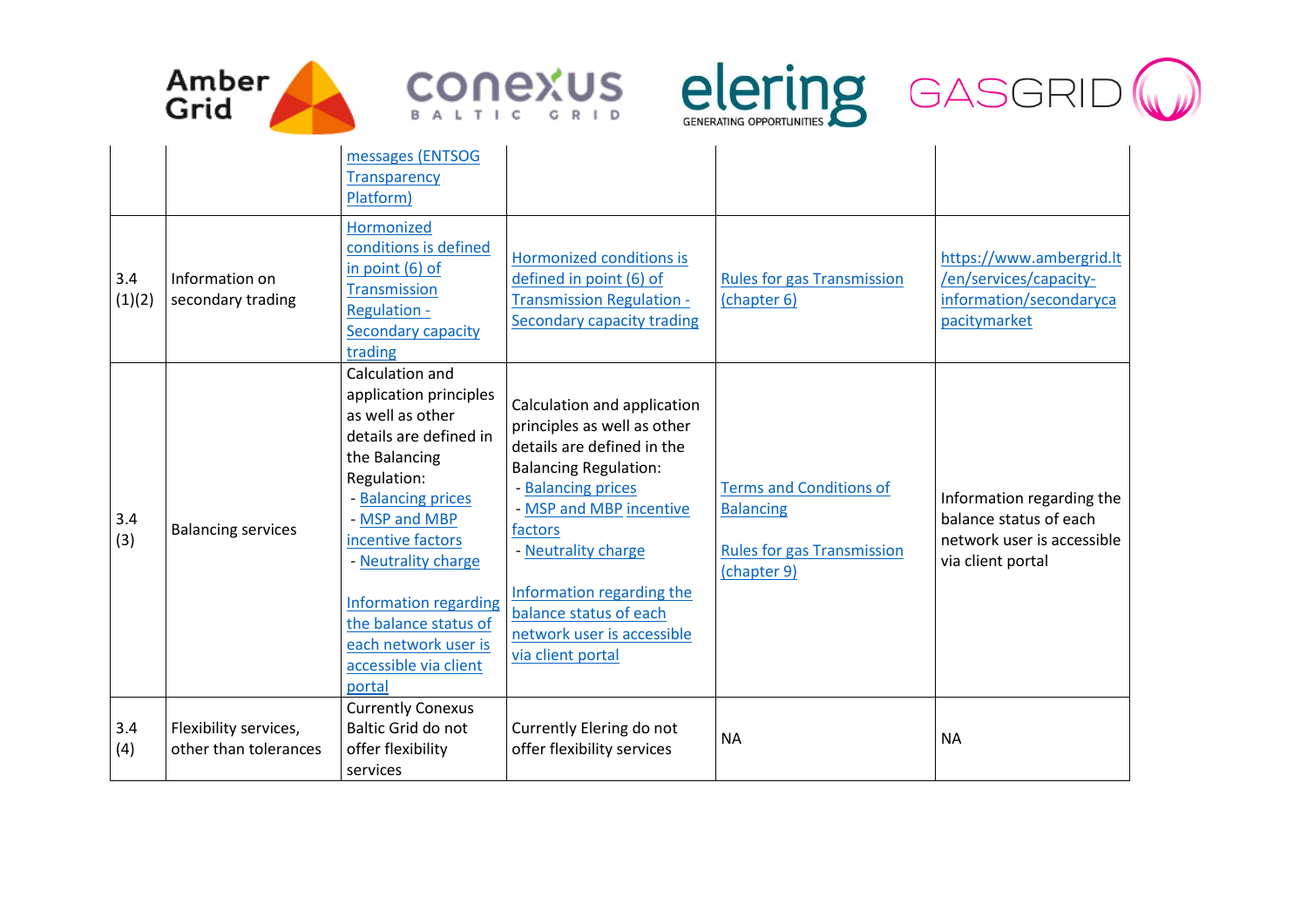| | | | | | |
|---|---|---|---|---|---|
| | | messages (ENTSOG Transparency Platform) | | | |
| 3.4 (1)(2) | Information on secondary trading | Hormonized conditions is defined in point (6) of Transmission Regulation - Secondary capacity trading | Hormonized conditions is defined in point (6) of Transmission Regulation - Secondary capacity trading | Rules for gas Transmission (chapter 6) | https://www.ambergrid.lt/en/services/capacity-information/secondarycapacitymarket |
| 3.4 (3) | Balancing services | Calculation and application principles as well as other details are defined in the Balancing Regulation:<br>- Balancing prices<br>- MSP and MBP incentive factors<br>- Neutrality charge<br><br>Information regarding the balance status of each network user is accessible via client portal | Calculation and application principles as well as other details are defined in the Balancing Regulation:<br>- Balancing prices<br>- MSP and MBP incentive factors<br>- Neutrality charge<br><br>Information regarding the balance status of each network user is accessible via client portal | Terms and Conditions of Balancing<br><br>Rules for gas Transmission (chapter 9) | Information regarding the balance status of each network user is accessible via client portal |
| 3.4 (4) | Flexibility services, other than tolerances | Currently Conexus Baltic Grid do not offer flexibility services | Currently Elering do not offer flexibility services | NA | NA |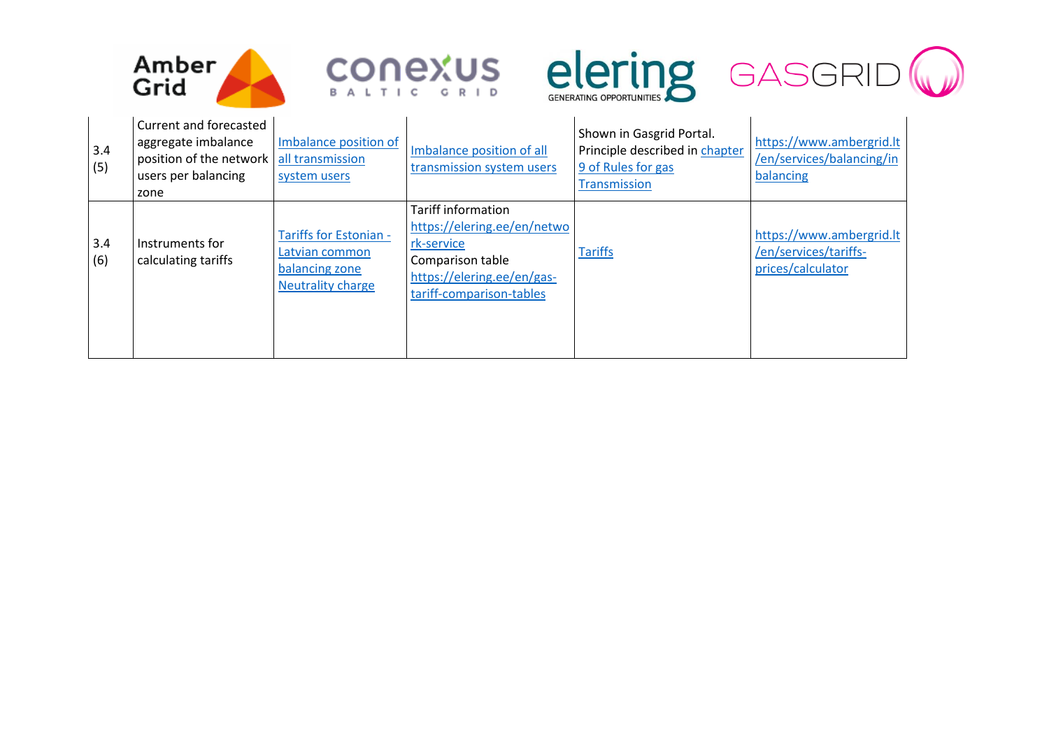| | | | | | |
|---|---|---|---|---|---|
| 3.4 (5) | Current and forecasted aggregate imbalance position of the network users per balancing zone | Imbalance position of all transmission system users | Imbalance position of all transmission system users | Shown in Gasgrid Portal. Principle described in chapter 9 of Rules for gas Transmission | https://www.ambergrid.lt/en/services/balancing/in balancing |
| 3.4 (6) | Instruments for calculating tariffs | Tariffs for Estonian - Latvian common balancing zone Neutrality charge | Tariff information https://elering.ee/en/network-service Comparison table https://elering.ee/en/gas-tariff-comparison-tables | Tariffs | https://www.ambergrid.lt/en/services/tariffs-prices/calculator |